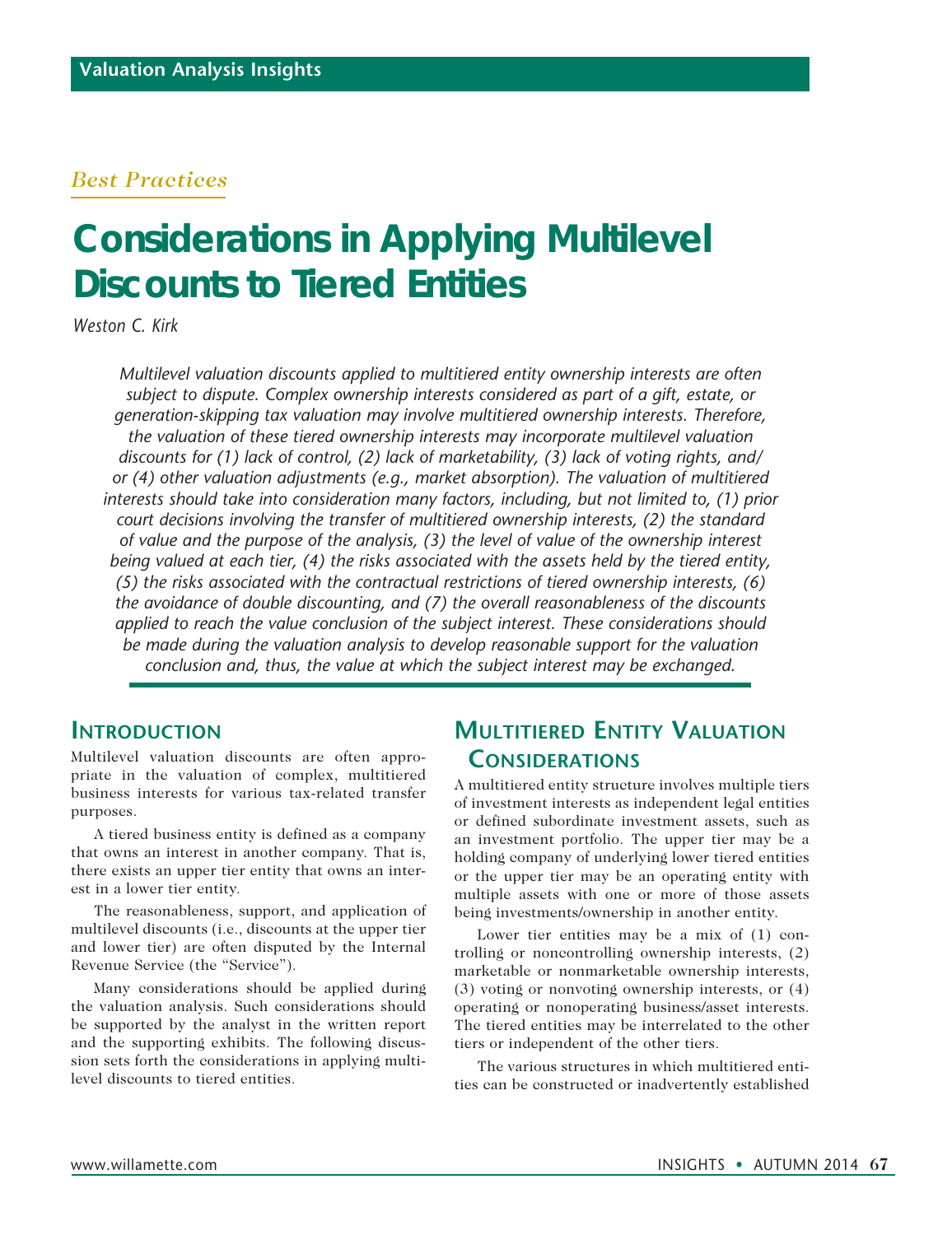*Best Practices*

# Considerations in Applying Multilevel Discounts to Tiered Entities

*Weston C. Kirk*

*Multilevel valuation discounts applied to multitiered entity ownership interests are often subject to dispute. Complex ownership interests considered as part of a gift, estate, or generation-skipping tax valuation may involve multitiered ownership interests. Therefore, the valuation of these tiered ownership interests may incorporate multilevel valuation discounts for (1) lack of control, (2) lack of marketability, (3) lack of voting rights, and/or (4) other valuation adjustments (e.g., market absorption). The valuation of multitiered interests should take into consideration many factors, including, but not limited to, (1) prior court decisions involving the transfer of multitiered ownership interests, (2) the standard of value and the purpose of the analysis, (3) the level of value of the ownership interest being valued at each tier, (4) the risks associated with the assets held by the tiered entity, (5) the risks associated with the contractual restrictions of tiered ownership interests, (6) the avoidance of double discounting, and (7) the overall reasonableness of the discounts applied to reach the value conclusion of the subject interest. These considerations should be made during the valuation analysis to develop reasonable support for the valuation conclusion and, thus, the value at which the subject interest may be exchanged.*

## Introduction

Multilevel valuation discounts are often appropriate in the valuation of complex, multitiered business interests for various tax-related transfer purposes.

A tiered business entity is defined as a company that owns an interest in another company. That is, there exists an upper tier entity that owns an interest in a lower tier entity.

The reasonableness, support, and application of multilevel discounts (i.e., discounts at the upper tier and lower tier) are often disputed by the Internal Revenue Service (the "Service").

Many considerations should be applied during the valuation analysis. Such considerations should be supported by the analyst in the written report and the supporting exhibits. The following discussion sets forth the considerations in applying multilevel discounts to tiered entities.

## Multitiered Entity Valuation Considerations

A multitiered entity structure involves multiple tiers of investment interests as independent legal entities or defined subordinate investment assets, such as an investment portfolio. The upper tier may be a holding company of underlying lower tiered entities or the upper tier may be an operating entity with multiple assets with one or more of those assets being investments/ownership in another entity.

Lower tier entities may be a mix of (1) controlling or noncontrolling ownership interests, (2) marketable or nonmarketable ownership interests, (3) voting or nonvoting ownership interests, or (4) operating or nonoperating business/asset interests. The tiered entities may be interrelated to the other tiers or independent of the other tiers.

The various structures in which multitiered entities can be constructed or inadvertently established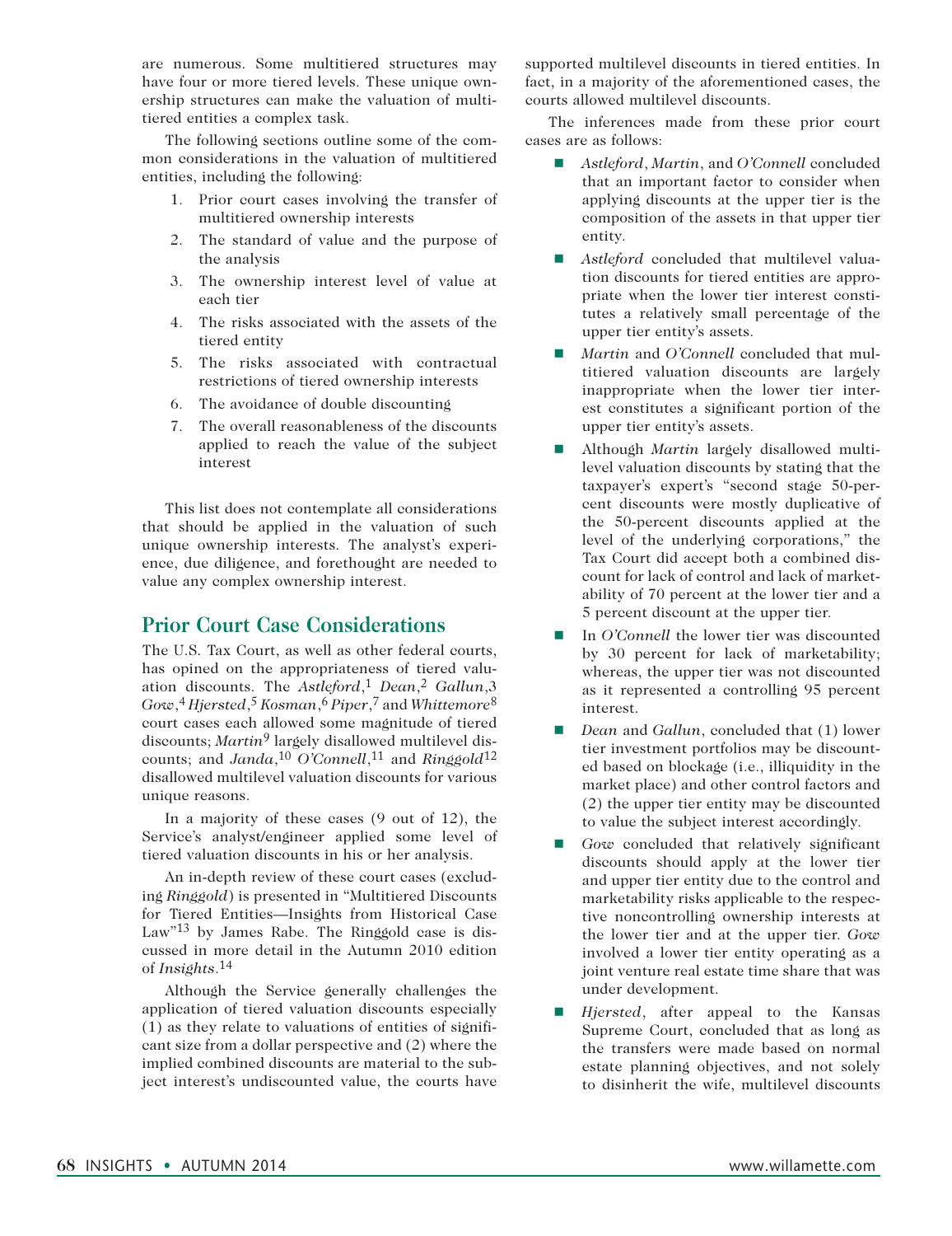are numerous. Some multitiered structures may have four or more tiered levels. These unique ownership structures can make the valuation of multitiered entities a complex task.

The following sections outline some of the common considerations in the valuation of multitiered entities, including the following:

1. Prior court cases involving the transfer of multitiered ownership interests
2. The standard of value and the purpose of the analysis
3. The ownership interest level of value at each tier
4. The risks associated with the assets of the tiered entity
5. The risks associated with contractual restrictions of tiered ownership interests
6. The avoidance of double discounting
7. The overall reasonableness of the discounts applied to reach the value of the subject interest

This list does not contemplate all considerations that should be applied in the valuation of such unique ownership interests. The analyst's experience, due diligence, and forethought are needed to value any complex ownership interest.

## Prior Court Case Considerations

The U.S. Tax Court, as well as other federal courts, has opined on the appropriateness of tiered valuation discounts. The *Astleford*,[1] *Dean*,[2] *Gallun*,[3] *Gow*,[4] *Hjersted*,[5] *Kosman*,[6] *Piper*,[7] and *Whittemore*[8] court cases each allowed some magnitude of tiered discounts; *Martin*[9] largely disallowed multilevel discounts; and *Janda*,[10] *O'Connell*,[11] and *Ringgold*[12] disallowed multilevel valuation discounts for various unique reasons.

In a majority of these cases (9 out of 12), the Service's analyst/engineer applied some level of tiered valuation discounts in his or her analysis.

An in-depth review of these court cases (excluding *Ringgold*) is presented in "Multitiered Discounts for Tiered Entities—Insights from Historical Case Law"[13] by James Rabe. The Ringgold case is discussed in more detail in the Autumn 2010 edition of *Insights*.[14]

Although the Service generally challenges the application of tiered valuation discounts especially (1) as they relate to valuations of entities of significant size from a dollar perspective and (2) where the implied combined discounts are material to the subject interest's undiscounted value, the courts have supported multilevel discounts in tiered entities. In fact, in a majority of the aforementioned cases, the courts allowed multilevel discounts.

The inferences made from these prior court cases are as follows:

- *Astleford*, *Martin*, and *O'Connell* concluded that an important factor to consider when applying discounts at the upper tier is the composition of the assets in that upper tier entity.
- *Astleford* concluded that multilevel valuation discounts for tiered entities are appropriate when the lower tier interest constitutes a relatively small percentage of the upper tier entity's assets.
- *Martin* and *O'Connell* concluded that multitiered valuation discounts are largely inappropriate when the lower tier interest constitutes a significant portion of the upper tier entity's assets.
- Although *Martin* largely disallowed multilevel valuation discounts by stating that the taxpayer's expert's "second stage 50-percent discounts were mostly duplicative of the 50-percent discounts applied at the level of the underlying corporations," the Tax Court did accept both a combined discount for lack of control and lack of marketability of 70 percent at the lower tier and a 5 percent discount at the upper tier.
- In *O'Connell* the lower tier was discounted by 30 percent for lack of marketability; whereas, the upper tier was not discounted as it represented a controlling 95 percent interest.
- *Dean* and *Gallun*, concluded that (1) lower tier investment portfolios may be discounted based on blockage (i.e., illiquidity in the market place) and other control factors and (2) the upper tier entity may be discounted to value the subject interest accordingly.
- *Gow* concluded that relatively significant discounts should apply at the lower tier and upper tier entity due to the control and marketability risks applicable to the respective noncontrolling ownership interests at the lower tier and at the upper tier. *Gow* involved a lower tier entity operating as a joint venture real estate time share that was under development.
- *Hjersted*, after appeal to the Kansas Supreme Court, concluded that as long as the transfers were made based on normal estate planning objectives, and not solely to disinherit the wife, multilevel discounts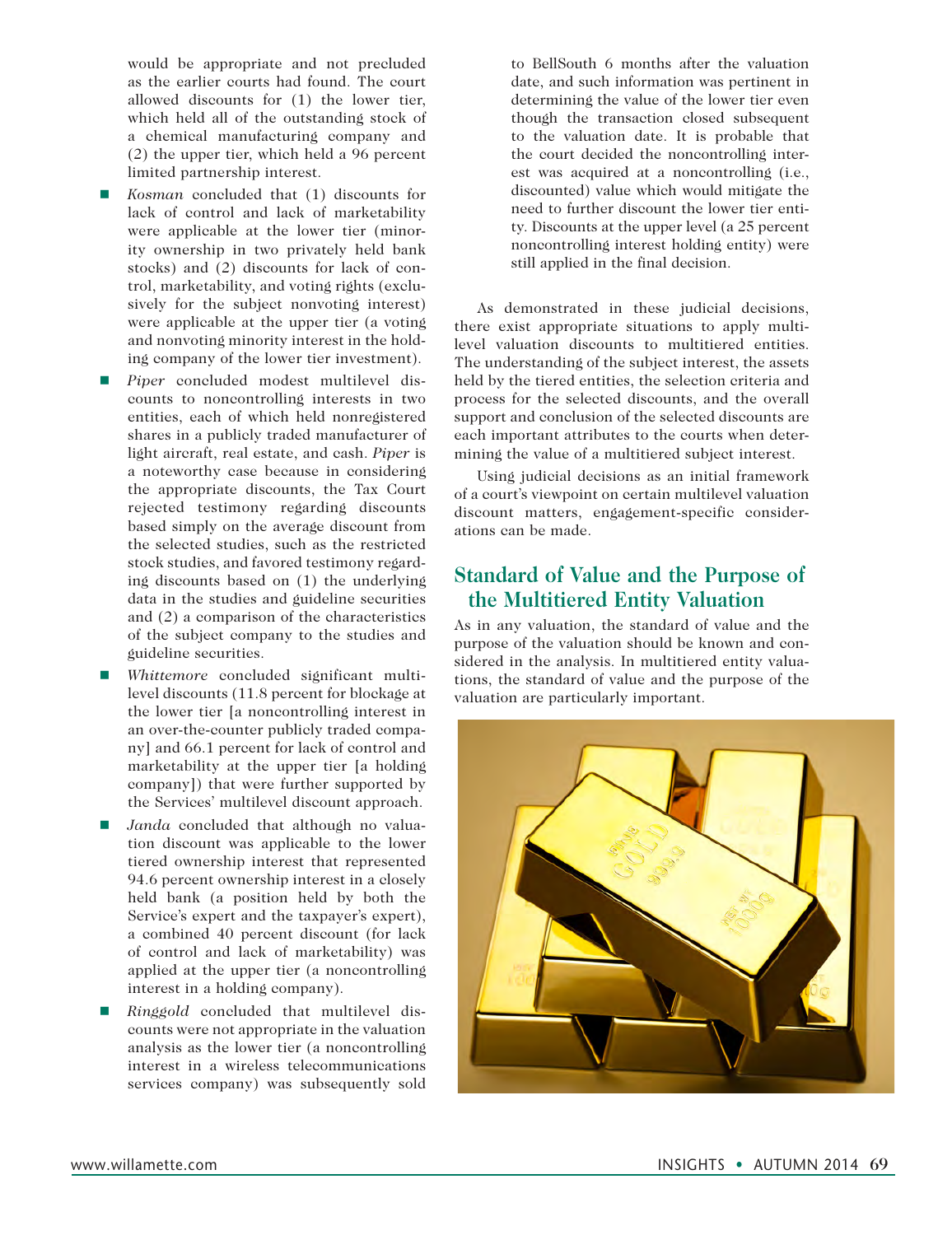would be appropriate and not precluded as the earlier courts had found. The court allowed discounts for (1) the lower tier, which held all of the outstanding stock of a chemical manufacturing company and (2) the upper tier, which held a 96 percent limited partnership interest.

- *Kosman* concluded that (1) discounts for lack of control and lack of marketability were applicable at the lower tier (minority ownership in two privately held bank stocks) and (2) discounts for lack of control, marketability, and voting rights (exclusively for the subject nonvoting interest) were applicable at the upper tier (a voting and nonvoting minority interest in the holding company of the lower tier investment).
- *Piper* concluded modest multilevel discounts to noncontrolling interests in two entities, each of which held nonregistered shares in a publicly traded manufacturer of light aircraft, real estate, and cash. *Piper* is a noteworthy case because in considering the appropriate discounts, the Tax Court rejected testimony regarding discounts based simply on the average discount from the selected studies, such as the restricted stock studies, and favored testimony regarding discounts based on (1) the underlying data in the studies and guideline securities and (2) a comparison of the characteristics of the subject company to the studies and guideline securities.
- *Whittemore* concluded significant multilevel discounts (11.8 percent for blockage at the lower tier [a noncontrolling interest in an over-the-counter publicly traded company] and 66.1 percent for lack of control and marketability at the upper tier [a holding company]) that were further supported by the Services' multilevel discount approach.
- *Janda* concluded that although no valuation discount was applicable to the lower tiered ownership interest that represented 94.6 percent ownership interest in a closely held bank (a position held by both the Service's expert and the taxpayer's expert), a combined 40 percent discount (for lack of control and lack of marketability) was applied at the upper tier (a noncontrolling interest in a holding company).
- *Ringgold* concluded that multilevel discounts were not appropriate in the valuation analysis as the lower tier (a noncontrolling interest in a wireless telecommunications services company) was subsequently sold to BellSouth 6 months after the valuation date, and such information was pertinent in determining the value of the lower tier even though the transaction closed subsequent to the valuation date. It is probable that the court decided the noncontrolling interest was acquired at a noncontrolling (i.e., discounted) value which would mitigate the need to further discount the lower tier entity. Discounts at the upper level (a 25 percent noncontrolling interest holding entity) were still applied in the final decision.

As demonstrated in these judicial decisions, there exist appropriate situations to apply multilevel valuation discounts to multitiered entities. The understanding of the subject interest, the assets held by the tiered entities, the selection criteria and process for the selected discounts, and the overall support and conclusion of the selected discounts are each important attributes to the courts when determining the value of a multitiered subject interest.

Using judicial decisions as an initial framework of a court's viewpoint on certain multilevel valuation discount matters, engagement-specific considerations can be made.

## Standard of Value and the Purpose of the Multitiered Entity Valuation

As in any valuation, the standard of value and the purpose of the valuation should be known and considered in the analysis. In multitiered entity valuations, the standard of value and the purpose of the valuation are particularly important.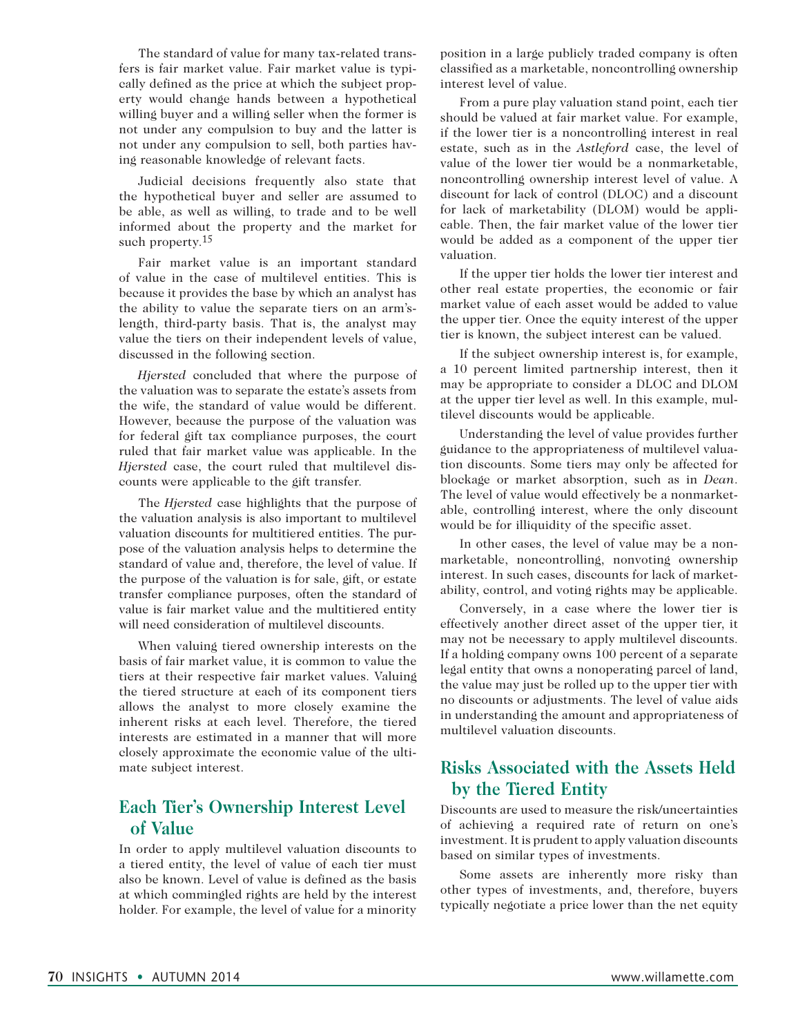The standard of value for many tax-related transfers is fair market value. Fair market value is typically defined as the price at which the subject property would change hands between a hypothetical willing buyer and a willing seller when the former is not under any compulsion to buy and the latter is not under any compulsion to sell, both parties having reasonable knowledge of relevant facts.

Judicial decisions frequently also state that the hypothetical buyer and seller are assumed to be able, as well as willing, to trade and to be well informed about the property and the market for such property.[15]

Fair market value is an important standard of value in the case of multilevel entities. This is because it provides the base by which an analyst has the ability to value the separate tiers on an arm's-length, third-party basis. That is, the analyst may value the tiers on their independent levels of value, discussed in the following section.

*Hjersted* concluded that where the purpose of the valuation was to separate the estate's assets from the wife, the standard of value would be different. However, because the purpose of the valuation was for federal gift tax compliance purposes, the court ruled that fair market value was applicable. In the *Hjersted* case, the court ruled that multilevel discounts were applicable to the gift transfer.

The *Hjersted* case highlights that the purpose of the valuation analysis is also important to multilevel valuation discounts for multitiered entities. The purpose of the valuation analysis helps to determine the standard of value and, therefore, the level of value. If the purpose of the valuation is for sale, gift, or estate transfer compliance purposes, often the standard of value is fair market value and the multitiered entity will need consideration of multilevel discounts.

When valuing tiered ownership interests on the basis of fair market value, it is common to value the tiers at their respective fair market values. Valuing the tiered structure at each of its component tiers allows the analyst to more closely examine the inherent risks at each level. Therefore, the tiered interests are estimated in a manner that will more closely approximate the economic value of the ultimate subject interest.

## Each Tier's Ownership Interest Level of Value

In order to apply multilevel valuation discounts to a tiered entity, the level of value of each tier must also be known. Level of value is defined as the basis at which commingled rights are held by the interest holder. For example, the level of value for a minority position in a large publicly traded company is often classified as a marketable, noncontrolling ownership interest level of value.

From a pure play valuation stand point, each tier should be valued at fair market value. For example, if the lower tier is a noncontrolling interest in real estate, such as in the *Astleford* case, the level of value of the lower tier would be a nonmarketable, noncontrolling ownership interest level of value. A discount for lack of control (DLOC) and a discount for lack of marketability (DLOM) would be applicable. Then, the fair market value of the lower tier would be added as a component of the upper tier valuation.

If the upper tier holds the lower tier interest and other real estate properties, the economic or fair market value of each asset would be added to value the upper tier. Once the equity interest of the upper tier is known, the subject interest can be valued.

If the subject ownership interest is, for example, a 10 percent limited partnership interest, then it may be appropriate to consider a DLOC and DLOM at the upper tier level as well. In this example, multilevel discounts would be applicable.

Understanding the level of value provides further guidance to the appropriateness of multilevel valuation discounts. Some tiers may only be affected for blockage or market absorption, such as in *Dean*. The level of value would effectively be a nonmarketable, controlling interest, where the only discount would be for illiquidity of the specific asset.

In other cases, the level of value may be a nonmarketable, noncontrolling, nonvoting ownership interest. In such cases, discounts for lack of marketability, control, and voting rights may be applicable.

Conversely, in a case where the lower tier is effectively another direct asset of the upper tier, it may not be necessary to apply multilevel discounts. If a holding company owns 100 percent of a separate legal entity that owns a nonoperating parcel of land, the value may just be rolled up to the upper tier with no discounts or adjustments. The level of value aids in understanding the amount and appropriateness of multilevel valuation discounts.

## Risks Associated with the Assets Held by the Tiered Entity

Discounts are used to measure the risk/uncertainties of achieving a required rate of return on one's investment. It is prudent to apply valuation discounts based on similar types of investments.

Some assets are inherently more risky than other types of investments, and, therefore, buyers typically negotiate a price lower than the net equity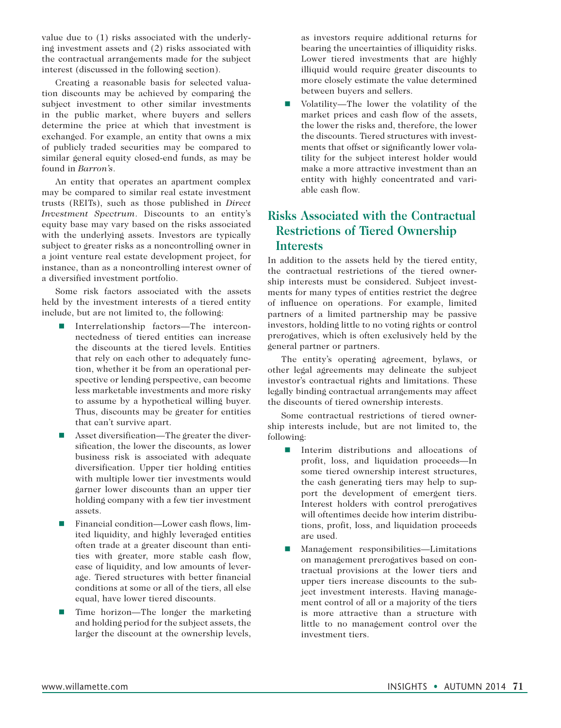value due to (1) risks associated with the underlying investment assets and (2) risks associated with the contractual arrangements made for the subject interest (discussed in the following section).

Creating a reasonable basis for selected valuation discounts may be achieved by comparing the subject investment to other similar investments in the public market, where buyers and sellers determine the price at which that investment is exchanged. For example, an entity that owns a mix of publicly traded securities may be compared to similar general equity closed-end funds, as may be found in *Barron's*.

An entity that operates an apartment complex may be compared to similar real estate investment trusts (REITs), such as those published in *Direct Investment Spectrum*. Discounts to an entity's equity base may vary based on the risks associated with the underlying assets. Investors are typically subject to greater risks as a noncontrolling owner in a joint venture real estate development project, for instance, than as a noncontrolling interest owner of a diversified investment portfolio.

Some risk factors associated with the assets held by the investment interests of a tiered entity include, but are not limited to, the following:

- Interrelationship factors—The interconnectedness of tiered entities can increase the discounts at the tiered levels. Entities that rely on each other to adequately function, whether it be from an operational perspective or lending perspective, can become less marketable investments and more risky to assume by a hypothetical willing buyer. Thus, discounts may be greater for entities that can't survive apart.
- Asset diversification—The greater the diversification, the lower the discounts, as lower business risk is associated with adequate diversification. Upper tier holding entities with multiple lower tier investments would garner lower discounts than an upper tier holding company with a few tier investment assets.
- Financial condition—Lower cash flows, limited liquidity, and highly leveraged entities often trade at a greater discount than entities with greater, more stable cash flow, ease of liquidity, and low amounts of leverage. Tiered structures with better financial conditions at some or all of the tiers, all else equal, have lower tiered discounts.
- Time horizon—The longer the marketing and holding period for the subject assets, the larger the discount at the ownership levels, as investors require additional returns for bearing the uncertainties of illiquidity risks. Lower tiered investments that are highly illiquid would require greater discounts to more closely estimate the value determined between buyers and sellers.
- Volatility—The lower the volatility of the market prices and cash flow of the assets, the lower the risks and, therefore, the lower the discounts. Tiered structures with investments that offset or significantly lower volatility for the subject interest holder would make a more attractive investment than an entity with highly concentrated and variable cash flow.

## Risks Associated with the Contractual Restrictions of Tiered Ownership Interests

In addition to the assets held by the tiered entity, the contractual restrictions of the tiered ownership interests must be considered. Subject investments for many types of entities restrict the degree of influence on operations. For example, limited partners of a limited partnership may be passive investors, holding little to no voting rights or control prerogatives, which is often exclusively held by the general partner or partners.

The entity's operating agreement, bylaws, or other legal agreements may delineate the subject investor's contractual rights and limitations. These legally binding contractual arrangements may affect the discounts of tiered ownership interests.

Some contractual restrictions of tiered ownership interests include, but are not limited to, the following:

- Interim distributions and allocations of profit, loss, and liquidation proceeds—In some tiered ownership interest structures, the cash generating tiers may help to support the development of emergent tiers. Interest holders with control prerogatives will oftentimes decide how interim distributions, profit, loss, and liquidation proceeds are used.
- Management responsibilities—Limitations on management prerogatives based on contractual provisions at the lower tiers and upper tiers increase discounts to the subject investment interests. Having management control of all or a majority of the tiers is more attractive than a structure with little to no management control over the investment tiers.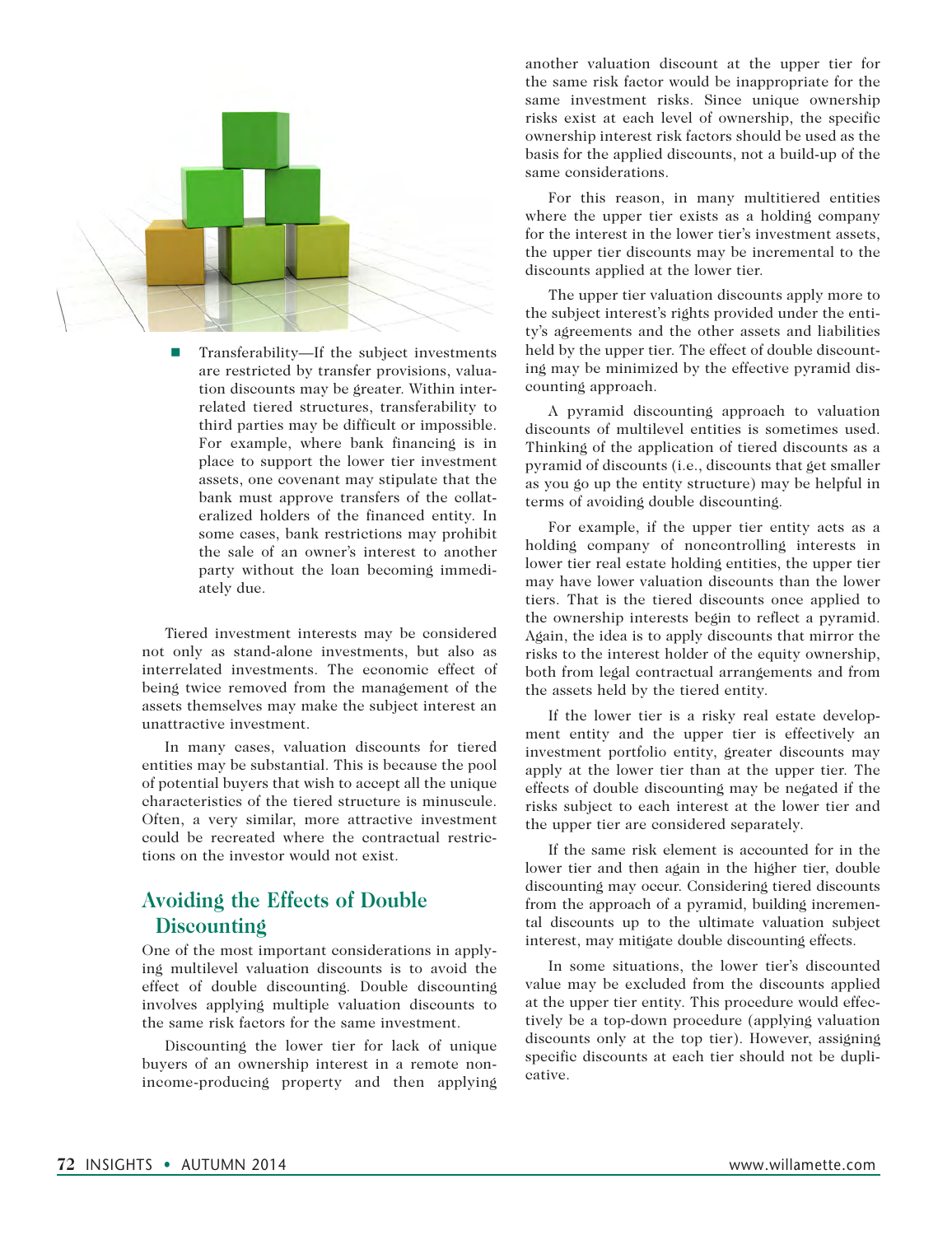- Transferability—If the subject investments are restricted by transfer provisions, valuation discounts may be greater. Within interrelated tiered structures, transferability to third parties may be difficult or impossible. For example, where bank financing is in place to support the lower tier investment assets, one covenant may stipulate that the bank must approve transfers of the collateralized holders of the financed entity. In some cases, bank restrictions may prohibit the sale of an owner's interest to another party without the loan becoming immediately due.

Tiered investment interests may be considered not only as stand-alone investments, but also as interrelated investments. The economic effect of being twice removed from the management of the assets themselves may make the subject interest an unattractive investment.

In many cases, valuation discounts for tiered entities may be substantial. This is because the pool of potential buyers that wish to accept all the unique characteristics of the tiered structure is minuscule. Often, a very similar, more attractive investment could be recreated where the contractual restrictions on the investor would not exist.

## Avoiding the Effects of Double Discounting

One of the most important considerations in applying multilevel valuation discounts is to avoid the effect of double discounting. Double discounting involves applying multiple valuation discounts to the same risk factors for the same investment.

Discounting the lower tier for lack of unique buyers of an ownership interest in a remote non-income-producing property and then applying another valuation discount at the upper tier for the same risk factor would be inappropriate for the same investment risks. Since unique ownership risks exist at each level of ownership, the specific ownership interest risk factors should be used as the basis for the applied discounts, not a build-up of the same considerations.

For this reason, in many multitiered entities where the upper tier exists as a holding company for the interest in the lower tier's investment assets, the upper tier discounts may be incremental to the discounts applied at the lower tier.

The upper tier valuation discounts apply more to the subject interest's rights provided under the entity's agreements and the other assets and liabilities held by the upper tier. The effect of double discounting may be minimized by the effective pyramid discounting approach.

A pyramid discounting approach to valuation discounts of multilevel entities is sometimes used. Thinking of the application of tiered discounts as a pyramid of discounts (i.e., discounts that get smaller as you go up the entity structure) may be helpful in terms of avoiding double discounting.

For example, if the upper tier entity acts as a holding company of noncontrolling interests in lower tier real estate holding entities, the upper tier may have lower valuation discounts than the lower tiers. That is the tiered discounts once applied to the ownership interests begin to reflect a pyramid. Again, the idea is to apply discounts that mirror the risks to the interest holder of the equity ownership, both from legal contractual arrangements and from the assets held by the tiered entity.

If the lower tier is a risky real estate development entity and the upper tier is effectively an investment portfolio entity, greater discounts may apply at the lower tier than at the upper tier. The effects of double discounting may be negated if the risks subject to each interest at the lower tier and the upper tier are considered separately.

If the same risk element is accounted for in the lower tier and then again in the higher tier, double discounting may occur. Considering tiered discounts from the approach of a pyramid, building incremental discounts up to the ultimate valuation subject interest, may mitigate double discounting effects.

In some situations, the lower tier's discounted value may be excluded from the discounts applied at the upper tier entity. This procedure would effectively be a top-down procedure (applying valuation discounts only at the top tier). However, assigning specific discounts at each tier should not be duplicative.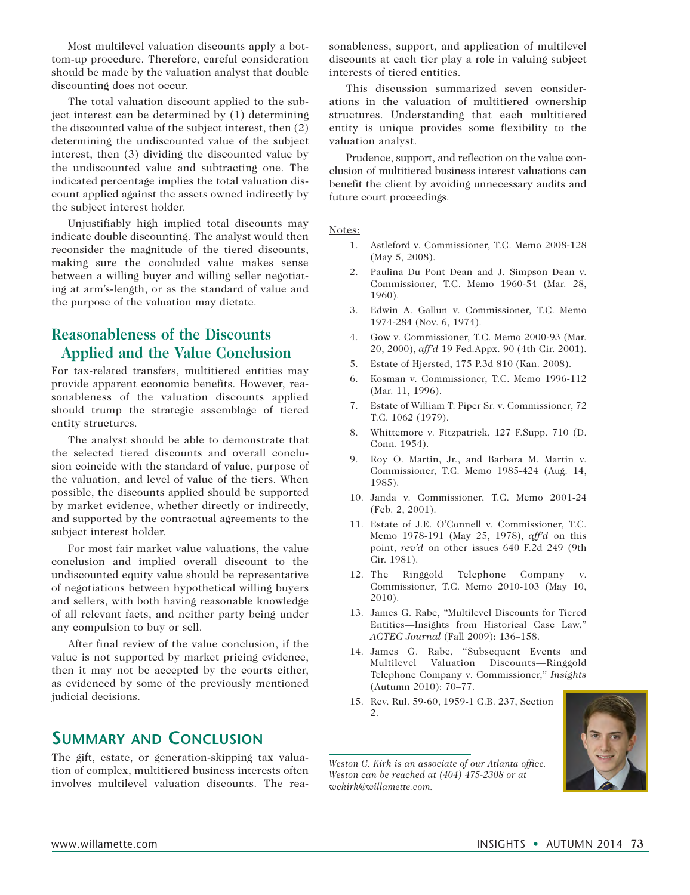Most multilevel valuation discounts apply a bottom-up procedure. Therefore, careful consideration should be made by the valuation analyst that double discounting does not occur.

The total valuation discount applied to the subject interest can be determined by (1) determining the discounted value of the subject interest, then (2) determining the undiscounted value of the subject interest, then (3) dividing the discounted value by the undiscounted value and subtracting one. The indicated percentage implies the total valuation discount applied against the assets owned indirectly by the subject interest holder.

Unjustifiably high implied total discounts may indicate double discounting. The analyst would then reconsider the magnitude of the tiered discounts, making sure the concluded value makes sense between a willing buyer and willing seller negotiating at arm's-length, or as the standard of value and the purpose of the valuation may dictate.

### Reasonableness of the Discounts Applied and the Value Conclusion

For tax-related transfers, multitiered entities may provide apparent economic benefits. However, reasonableness of the valuation discounts applied should trump the strategic assemblage of tiered entity structures.

The analyst should be able to demonstrate that the selected tiered discounts and overall conclusion coincide with the standard of value, purpose of the valuation, and level of value of the tiers. When possible, the discounts applied should be supported by market evidence, whether directly or indirectly, and supported by the contractual agreements to the subject interest holder.

For most fair market value valuations, the value conclusion and implied overall discount to the undiscounted equity value should be representative of negotiations between hypothetical willing buyers and sellers, with both having reasonable knowledge of all relevant facts, and neither party being under any compulsion to buy or sell.

After final review of the value conclusion, if the value is not supported by market pricing evidence, then it may not be accepted by the courts either, as evidenced by some of the previously mentioned judicial decisions.

## Summary and Conclusion

The gift, estate, or generation-skipping tax valuation of complex, multitiered business interests often involves multilevel valuation discounts. The reasonableness, support, and application of multilevel discounts at each tier play a role in valuing subject interests of tiered entities.

This discussion summarized seven considerations in the valuation of multitiered ownership structures. Understanding that each multitiered entity is unique provides some flexibility to the valuation analyst.

Prudence, support, and reflection on the value conclusion of multitiered business interest valuations can benefit the client by avoiding unnecessary audits and future court proceedings.

Notes:

1. Astleford v. Commissioner, T.C. Memo 2008-128 (May 5, 2008).
2. Paulina Du Pont Dean and J. Simpson Dean v. Commissioner, T.C. Memo 1960-54 (Mar. 28, 1960).
3. Edwin A. Gallun v. Commissioner, T.C. Memo 1974-284 (Nov. 6, 1974).
4. Gow v. Commissioner, T.C. Memo 2000-93 (Mar. 20, 2000), *aff'd* 19 Fed.Appx. 90 (4th Cir. 2001).
5. Estate of Hjersted, 175 P.3d 810 (Kan. 2008).
6. Kosman v. Commissioner, T.C. Memo 1996-112 (Mar. 11, 1996).
7. Estate of William T. Piper Sr. v. Commissioner, 72 T.C. 1062 (1979).
8. Whittemore v. Fitzpatrick, 127 F.Supp. 710 (D. Conn. 1954).
9. Roy O. Martin, Jr., and Barbara M. Martin v. Commissioner, T.C. Memo 1985-424 (Aug. 14, 1985).
10. Janda v. Commissioner, T.C. Memo 2001-24 (Feb. 2, 2001).
11. Estate of J.E. O'Connell v. Commissioner, T.C. Memo 1978-191 (May 25, 1978), *aff'd* on this point, *rev'd* on other issues 640 F.2d 249 (9th Cir. 1981).
12. The Ringgold Telephone Company v. Commissioner, T.C. Memo 2010-103 (May 10, 2010).
13. James G. Rabe, "Multilevel Discounts for Tiered Entities—Insights from Historical Case Law," *ACTEC Journal* (Fall 2009): 136–158.
14. James G. Rabe, "Subsequent Events and Multilevel Valuation Discounts—Ringgold Telephone Company v. Commissioner," *Insights* (Autumn 2010): 70–77.
15. Rev. Rul. 59-60, 1959-1 C.B. 237, Section 2.

*Weston C. Kirk is an associate of our Atlanta office. Weston can be reached at (404) 475-2308 or at wckirk@willamette.com.*